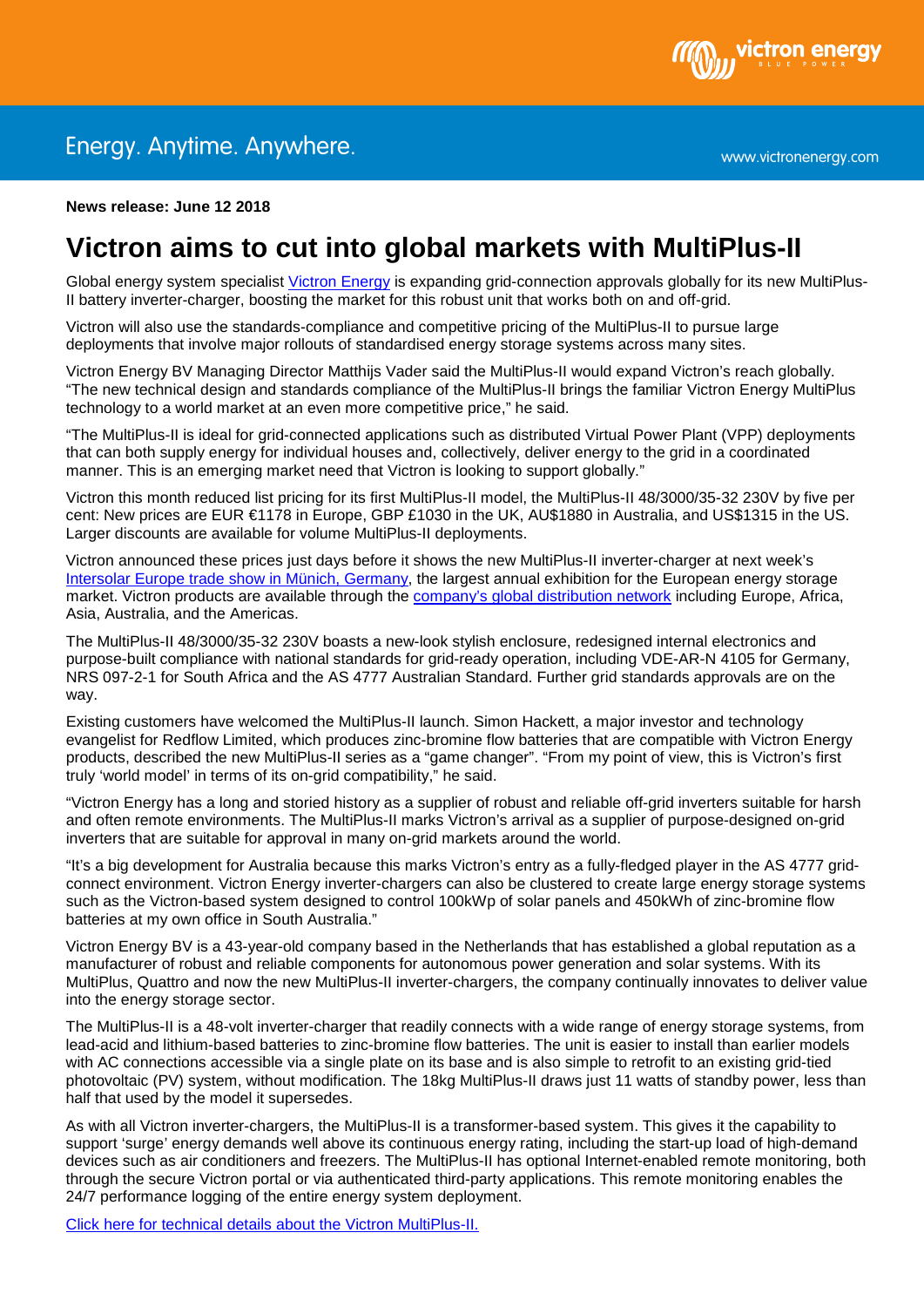Energy. Anytime. Anywhere.

www.victronenergy.com

**News release: June 12 2018**

# Victron aims to cut into global markets with MultiPlus-II

Global energy system specialist Victron Energy is expanding grid-connection approvals globally for its new MultiPlus-II battery inverter-charger, boosting the market for this robust unit that works both on and off-grid.

Victron will also use the standards-compliance and competitive pricing of the MultiPlus-II to pursue large deployments that involve major rollouts of standardised energy storage systems across many sites.

Victron Energy BV Managing Director Matthijs Vader said the MultiPlus-II would expand Victron's reach globally. "The new technical design and standards compliance of the MultiPlus-II brings the familiar Victron Energy MultiPlus technology to a world market at an even more competitive price," he said.

"The MultiPlus-II is ideal for grid-connected applications such as distributed Virtual Power Plant (VPP) deployments that can both supply energy for individual houses and, collectively, deliver energy to the grid in a coordinated manner. This is an emerging market need that Victron is looking to support globally."

Victron this month reduced list pricing for its first MultiPlus-II model, the MultiPlus-II 48/3000/35-32 230V by five per cent: New prices are EUR €1178 in Europe, GBP £1030 in the UK, AU$1880 in Australia, and US$1315 in the US. Larger discounts are available for volume MultiPlus-II deployments.

Victron announced these prices just days before it shows the new MultiPlus-II inverter-charger at next week's Intersolar Europe trade show in Münich, Germany, the largest annual exhibition for the European energy storage market. Victron products are available through the company's global distribution network including Europe, Africa, Asia, Australia, and the Americas.

The MultiPlus-II 48/3000/35-32 230V boasts a new-look stylish enclosure, redesigned internal electronics and purpose-built compliance with national standards for grid-ready operation, including VDE-AR-N 4105 for Germany, NRS 097-2-1 for South Africa and the AS 4777 Australian Standard. Further grid standards approvals are on the way.

Existing customers have welcomed the MultiPlus-II launch. Simon Hackett, a major investor and technology evangelist for Redflow Limited, which produces zinc-bromine flow batteries that are compatible with Victron Energy products, described the new MultiPlus-II series as a "game changer". "From my point of view, this is Victron's first truly 'world model' in terms of its on-grid compatibility," he said.

"Victron Energy has a long and storied history as a supplier of robust and reliable off-grid inverters suitable for harsh and often remote environments. The MultiPlus-II marks Victron's arrival as a supplier of purpose-designed on-grid inverters that are suitable for approval in many on-grid markets around the world.

"It's a big development for Australia because this marks Victron's entry as a fully-fledged player in the AS 4777 grid-connect environment. Victron Energy inverter-chargers can also be clustered to create large energy storage systems such as the Victron-based system designed to control 100kWp of solar panels and 450kWh of zinc-bromine flow batteries at my own office in South Australia."

Victron Energy BV is a 43-year-old company based in the Netherlands that has established a global reputation as a manufacturer of robust and reliable components for autonomous power generation and solar systems. With its MultiPlus, Quattro and now the new MultiPlus-II inverter-chargers, the company continually innovates to deliver value into the energy storage sector.

The MultiPlus-II is a 48-volt inverter-charger that readily connects with a wide range of energy storage systems, from lead-acid and lithium-based batteries to zinc-bromine flow batteries. The unit is easier to install than earlier models with AC connections accessible via a single plate on its base and is also simple to retrofit to an existing grid-tied photovoltaic (PV) system, without modification. The 18kg MultiPlus-II draws just 11 watts of standby power, less than half that used by the model it supersedes.

As with all Victron inverter-chargers, the MultiPlus-II is a transformer-based system. This gives it the capability to support 'surge' energy demands well above its continuous energy rating, including the start-up load of high-demand devices such as air conditioners and freezers. The MultiPlus-II has optional Internet-enabled remote monitoring, both through the secure Victron portal or via authenticated third-party applications. This remote monitoring enables the 24/7 performance logging of the entire energy system deployment.

Click here for technical details about the Victron MultiPlus-II.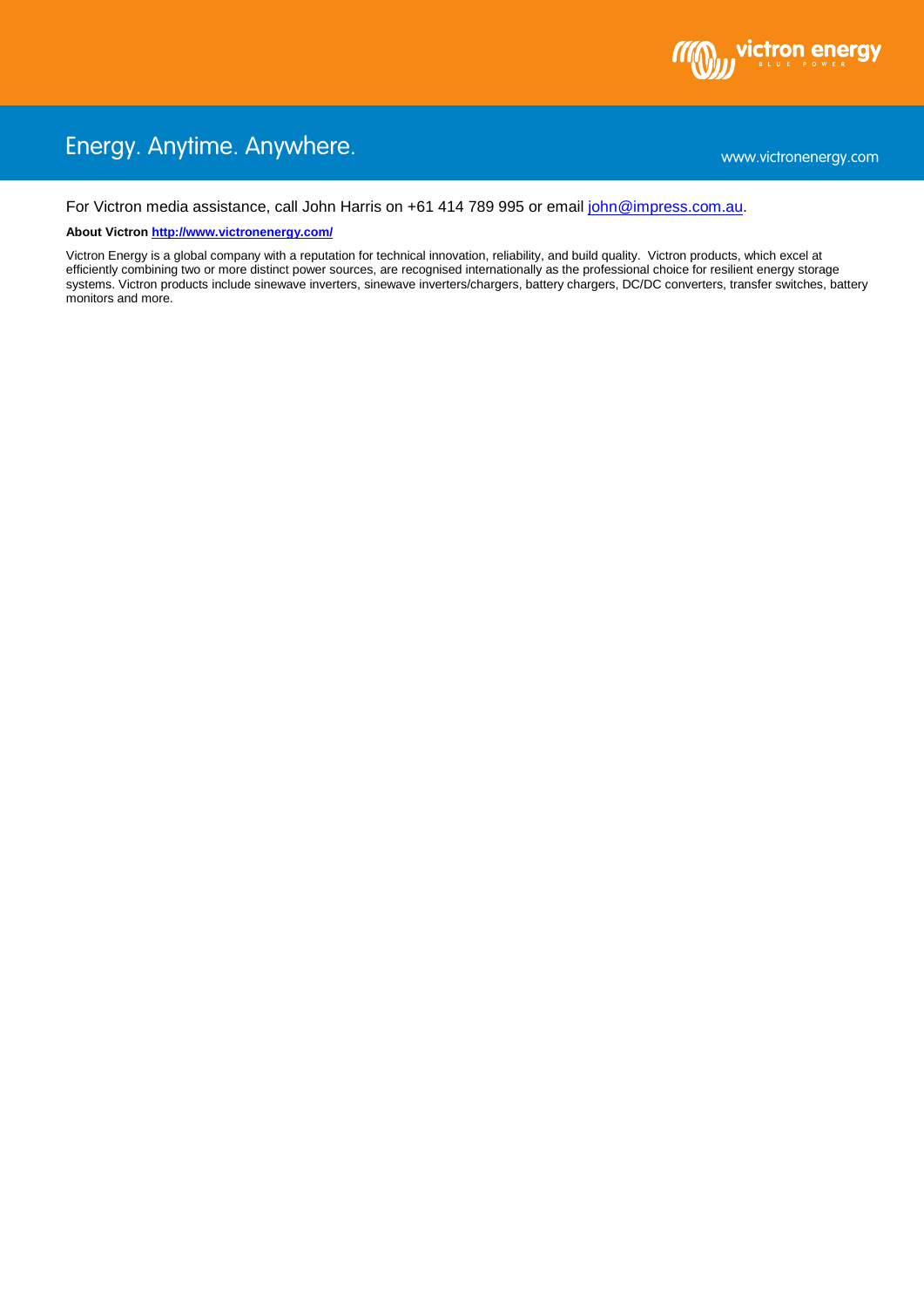For Victron media assistance, call John Harris on +61 414 789 995 or email [john@impress.com.au](mailto:john@impress.com.au).

**About Victron [http://www.victronenergy.com/](http://www.victronenergy.com/)**

Victron Energy is a global company with a reputation for technical innovation, reliability, and build quality. Victron products, which excel at efficiently combining two or more distinct power sources, are recognised internationally as the professional choice for resilient energy storage systems. Victron products include sinewave inverters, sinewave inverters/chargers, battery chargers, DC/DC converters, transfer switches, battery monitors and more.